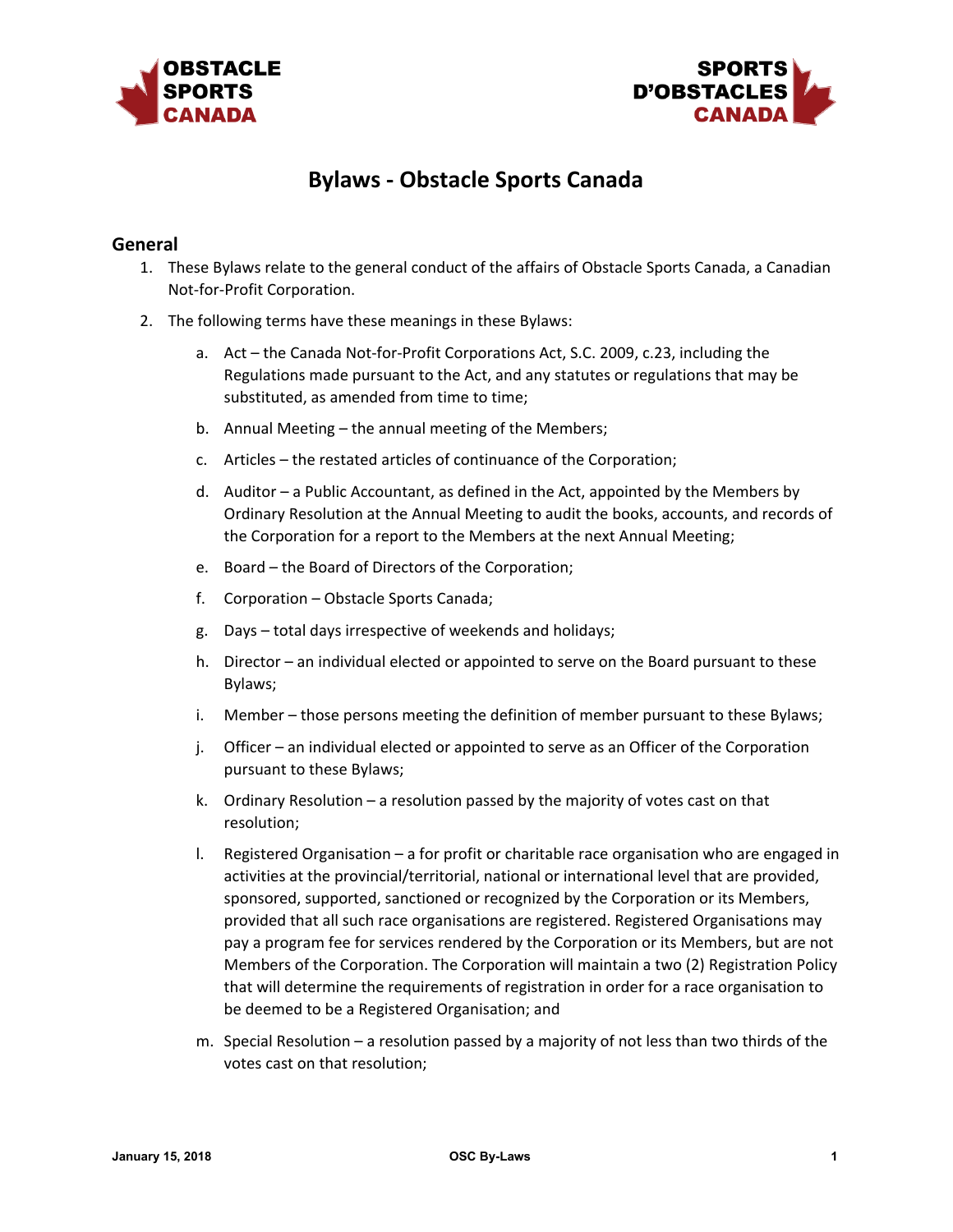# Bylaws - Obstacle Sports Canada

## General

1. These Bylaws relate to the general conduct of the affairs of Obstacle Sports Canada, a Canadian Not-for-Profit Corporation.
2. The following terms have these meanings in these Bylaws:
   a. Act – the Canada Not-for-Profit Corporations Act, S.C. 2009, c.23, including the Regulations made pursuant to the Act, and any statutes or regulations that may be substituted, as amended from time to time;
   b. Annual Meeting – the annual meeting of the Members;
   c. Articles – the restated articles of continuance of the Corporation;
   d. Auditor – a Public Accountant, as defined in the Act, appointed by the Members by Ordinary Resolution at the Annual Meeting to audit the books, accounts, and records of the Corporation for a report to the Members at the next Annual Meeting;
   e. Board – the Board of Directors of the Corporation;
   f. Corporation – Obstacle Sports Canada;
   g. Days – total days irrespective of weekends and holidays;
   h. Director – an individual elected or appointed to serve on the Board pursuant to these Bylaws;
   i. Member – those persons meeting the definition of member pursuant to these Bylaws;
   j. Officer – an individual elected or appointed to serve as an Officer of the Corporation pursuant to these Bylaws;
   k. Ordinary Resolution – a resolution passed by the majority of votes cast on that resolution;
   l. Registered Organisation – a for profit or charitable race organisation who are engaged in activities at the provincial/territorial, national or international level that are provided, sponsored, supported, sanctioned or recognized by the Corporation or its Members, provided that all such race organisations are registered. Registered Organisations may pay a program fee for services rendered by the Corporation or its Members, but are not Members of the Corporation. The Corporation will maintain a two (2) Registration Policy that will determine the requirements of registration in order for a race organisation to be deemed to be a Registered Organisation; and
   m. Special Resolution – a resolution passed by a majority of not less than two thirds of the votes cast on that resolution;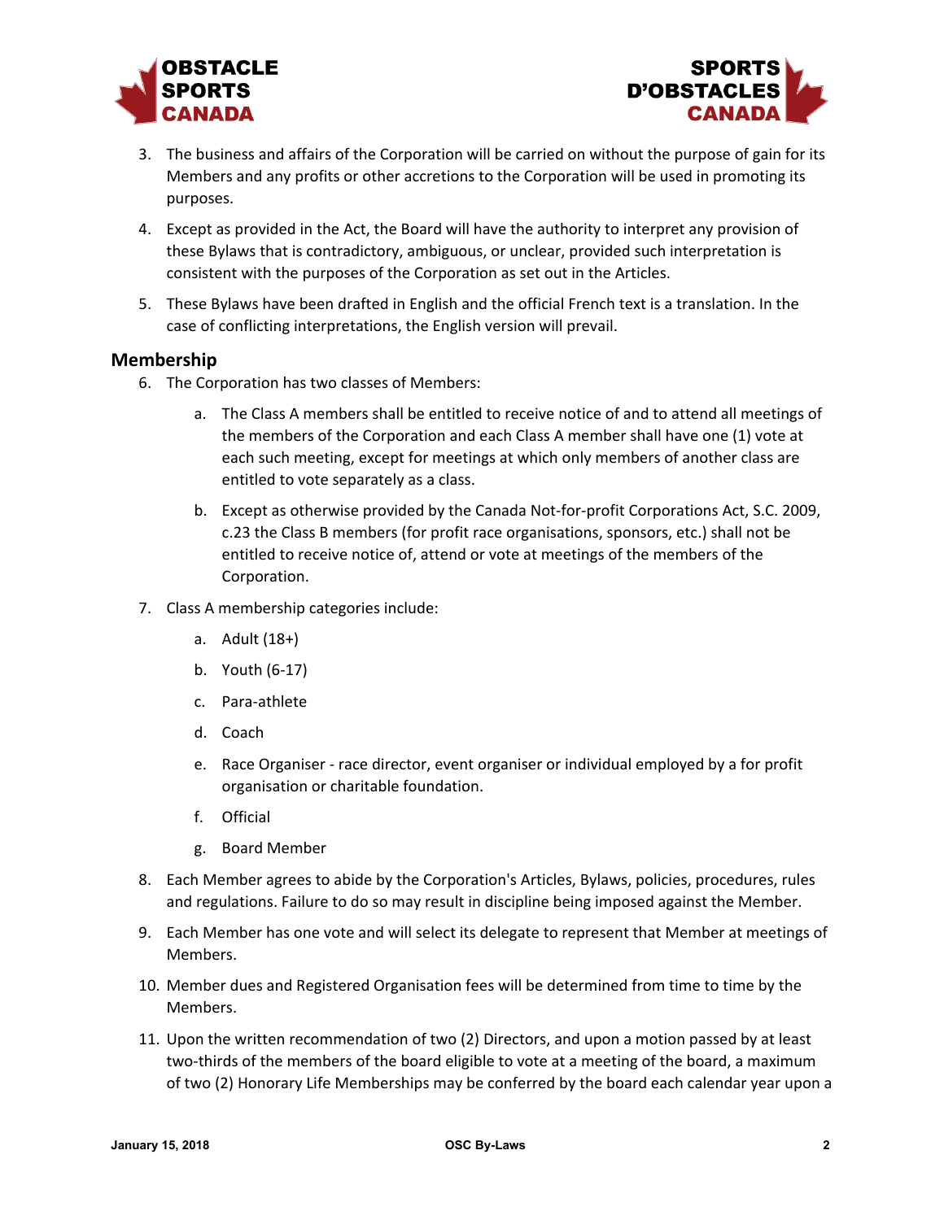3. The business and affairs of the Corporation will be carried on without the purpose of gain for its Members and any profits or other accretions to the Corporation will be used in promoting its purposes.

4. Except as provided in the Act, the Board will have the authority to interpret any provision of these Bylaws that is contradictory, ambiguous, or unclear, provided such interpretation is consistent with the purposes of the Corporation as set out in the Articles.

5. These Bylaws have been drafted in English and the official French text is a translation. In the case of conflicting interpretations, the English version will prevail.

## Membership

6. The Corporation has two classes of Members:

   a. The Class A members shall be entitled to receive notice of and to attend all meetings of the members of the Corporation and each Class A member shall have one (1) vote at each such meeting, except for meetings at which only members of another class are entitled to vote separately as a class.

   b. Except as otherwise provided by the Canada Not-for-profit Corporations Act, S.C. 2009, c.23 the Class B members (for profit race organisations, sponsors, etc.) shall not be entitled to receive notice of, attend or vote at meetings of the members of the Corporation.

7. Class A membership categories include:

   a. Adult (18+)

   b. Youth (6-17)

   c. Para-athlete

   d. Coach

   e. Race Organiser - race director, event organiser or individual employed by a for profit organisation or charitable foundation.

   f. Official

   g. Board Member

8. Each Member agrees to abide by the Corporation's Articles, Bylaws, policies, procedures, rules and regulations. Failure to do so may result in discipline being imposed against the Member.

9. Each Member has one vote and will select its delegate to represent that Member at meetings of Members.

10. Member dues and Registered Organisation fees will be determined from time to time by the Members.

11. Upon the written recommendation of two (2) Directors, and upon a motion passed by at least two-thirds of the members of the board eligible to vote at a meeting of the board, a maximum of two (2) Honorary Life Memberships may be conferred by the board each calendar year upon a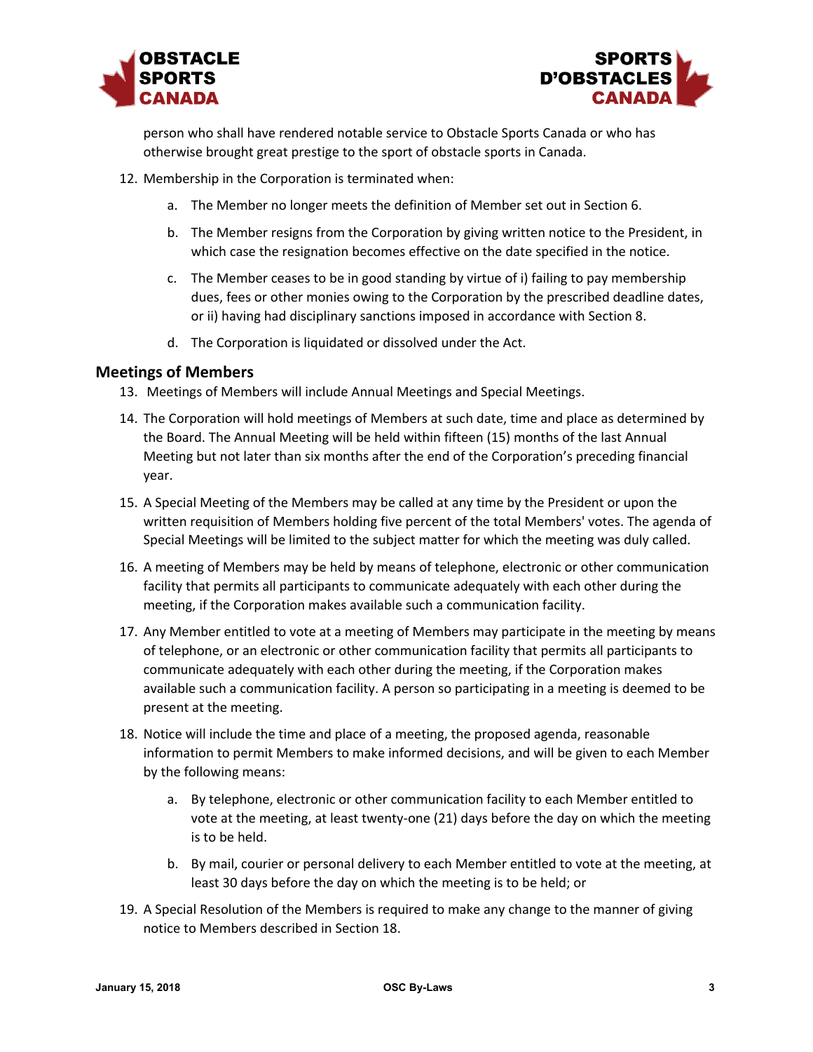person who shall have rendered notable service to Obstacle Sports Canada or who has otherwise brought great prestige to the sport of obstacle sports in Canada.

12. Membership in the Corporation is terminated when:

    a. The Member no longer meets the definition of Member set out in Section 6.

    b. The Member resigns from the Corporation by giving written notice to the President, in which case the resignation becomes effective on the date specified in the notice.

    c. The Member ceases to be in good standing by virtue of i) failing to pay membership dues, fees or other monies owing to the Corporation by the prescribed deadline dates, or ii) having had disciplinary sanctions imposed in accordance with Section 8.

    d. The Corporation is liquidated or dissolved under the Act.

## Meetings of Members

13. Meetings of Members will include Annual Meetings and Special Meetings.

14. The Corporation will hold meetings of Members at such date, time and place as determined by the Board. The Annual Meeting will be held within fifteen (15) months of the last Annual Meeting but not later than six months after the end of the Corporation's preceding financial year.

15. A Special Meeting of the Members may be called at any time by the President or upon the written requisition of Members holding five percent of the total Members' votes. The agenda of Special Meetings will be limited to the subject matter for which the meeting was duly called.

16. A meeting of Members may be held by means of telephone, electronic or other communication facility that permits all participants to communicate adequately with each other during the meeting, if the Corporation makes available such a communication facility.

17. Any Member entitled to vote at a meeting of Members may participate in the meeting by means of telephone, or an electronic or other communication facility that permits all participants to communicate adequately with each other during the meeting, if the Corporation makes available such a communication facility. A person so participating in a meeting is deemed to be present at the meeting.

18. Notice will include the time and place of a meeting, the proposed agenda, reasonable information to permit Members to make informed decisions, and will be given to each Member by the following means:

    a. By telephone, electronic or other communication facility to each Member entitled to vote at the meeting, at least twenty-one (21) days before the day on which the meeting is to be held.

    b. By mail, courier or personal delivery to each Member entitled to vote at the meeting, at least 30 days before the day on which the meeting is to be held; or

19. A Special Resolution of the Members is required to make any change to the manner of giving notice to Members described in Section 18.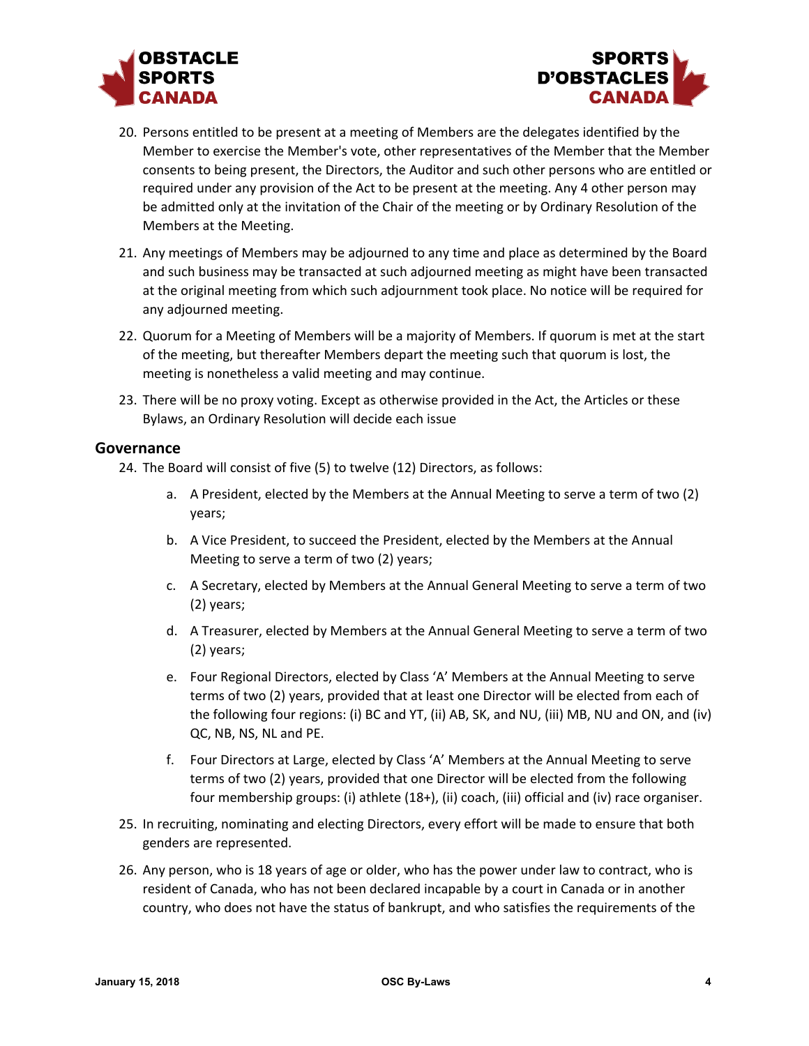20. Persons entitled to be present at a meeting of Members are the delegates identified by the Member to exercise the Member's vote, other representatives of the Member that the Member consents to being present, the Directors, the Auditor and such other persons who are entitled or required under any provision of the Act to be present at the meeting. Any 4 other person may be admitted only at the invitation of the Chair of the meeting or by Ordinary Resolution of the Members at the Meeting.

21. Any meetings of Members may be adjourned to any time and place as determined by the Board and such business may be transacted at such adjourned meeting as might have been transacted at the original meeting from which such adjournment took place. No notice will be required for any adjourned meeting.

22. Quorum for a Meeting of Members will be a majority of Members. If quorum is met at the start of the meeting, but thereafter Members depart the meeting such that quorum is lost, the meeting is nonetheless a valid meeting and may continue.

23. There will be no proxy voting. Except as otherwise provided in the Act, the Articles or these Bylaws, an Ordinary Resolution will decide each issue

## Governance

24. The Board will consist of five (5) to twelve (12) Directors, as follows:

    a. A President, elected by the Members at the Annual Meeting to serve a term of two (2) years;

    b. A Vice President, to succeed the President, elected by the Members at the Annual Meeting to serve a term of two (2) years;

    c. A Secretary, elected by Members at the Annual General Meeting to serve a term of two (2) years;

    d. A Treasurer, elected by Members at the Annual General Meeting to serve a term of two (2) years;

    e. Four Regional Directors, elected by Class 'A' Members at the Annual Meeting to serve terms of two (2) years, provided that at least one Director will be elected from each of the following four regions: (i) BC and YT, (ii) AB, SK, and NU, (iii) MB, NU and ON, and (iv) QC, NB, NS, NL and PE.

    f. Four Directors at Large, elected by Class 'A' Members at the Annual Meeting to serve terms of two (2) years, provided that one Director will be elected from the following four membership groups: (i) athlete (18+), (ii) coach, (iii) official and (iv) race organiser.

25. In recruiting, nominating and electing Directors, every effort will be made to ensure that both genders are represented.

26. Any person, who is 18 years of age or older, who has the power under law to contract, who is resident of Canada, who has not been declared incapable by a court in Canada or in another country, who does not have the status of bankrupt, and who satisfies the requirements of the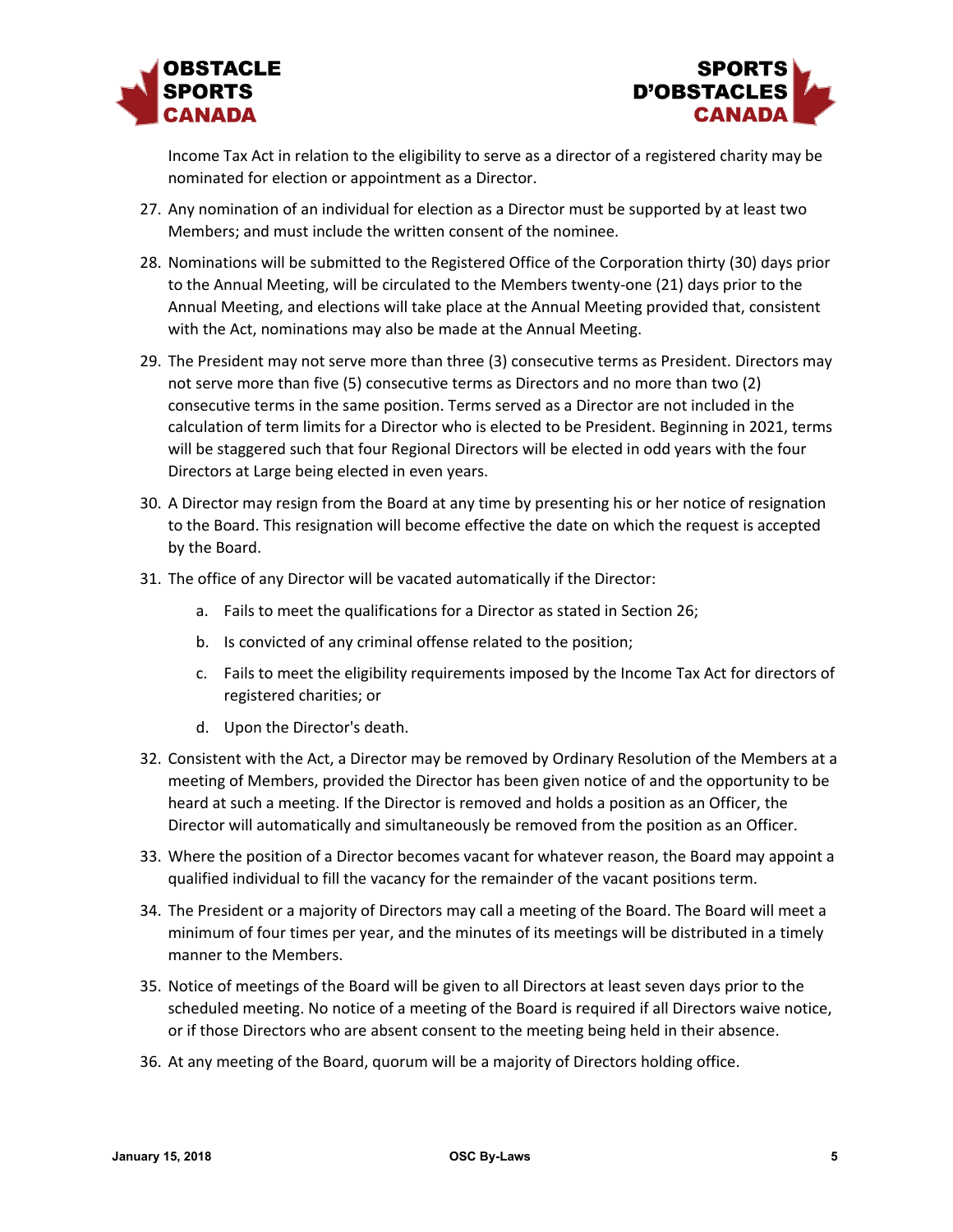Income Tax Act in relation to the eligibility to serve as a director of a registered charity may be nominated for election or appointment as a Director.

27. Any nomination of an individual for election as a Director must be supported by at least two Members; and must include the written consent of the nominee.
28. Nominations will be submitted to the Registered Office of the Corporation thirty (30) days prior to the Annual Meeting, will be circulated to the Members twenty-one (21) days prior to the Annual Meeting, and elections will take place at the Annual Meeting provided that, consistent with the Act, nominations may also be made at the Annual Meeting.
29. The President may not serve more than three (3) consecutive terms as President. Directors may not serve more than five (5) consecutive terms as Directors and no more than two (2) consecutive terms in the same position. Terms served as a Director are not included in the calculation of term limits for a Director who is elected to be President. Beginning in 2021, terms will be staggered such that four Regional Directors will be elected in odd years with the four Directors at Large being elected in even years.
30. A Director may resign from the Board at any time by presenting his or her notice of resignation to the Board. This resignation will become effective the date on which the request is accepted by the Board.
31. The office of any Director will be vacated automatically if the Director:
    a. Fails to meet the qualifications for a Director as stated in Section 26;
    b. Is convicted of any criminal offense related to the position;
    c. Fails to meet the eligibility requirements imposed by the Income Tax Act for directors of registered charities; or
    d. Upon the Director's death.
32. Consistent with the Act, a Director may be removed by Ordinary Resolution of the Members at a meeting of Members, provided the Director has been given notice of and the opportunity to be heard at such a meeting. If the Director is removed and holds a position as an Officer, the Director will automatically and simultaneously be removed from the position as an Officer.
33. Where the position of a Director becomes vacant for whatever reason, the Board may appoint a qualified individual to fill the vacancy for the remainder of the vacant positions term.
34. The President or a majority of Directors may call a meeting of the Board. The Board will meet a minimum of four times per year, and the minutes of its meetings will be distributed in a timely manner to the Members.
35. Notice of meetings of the Board will be given to all Directors at least seven days prior to the scheduled meeting. No notice of a meeting of the Board is required if all Directors waive notice, or if those Directors who are absent consent to the meeting being held in their absence.
36. At any meeting of the Board, quorum will be a majority of Directors holding office.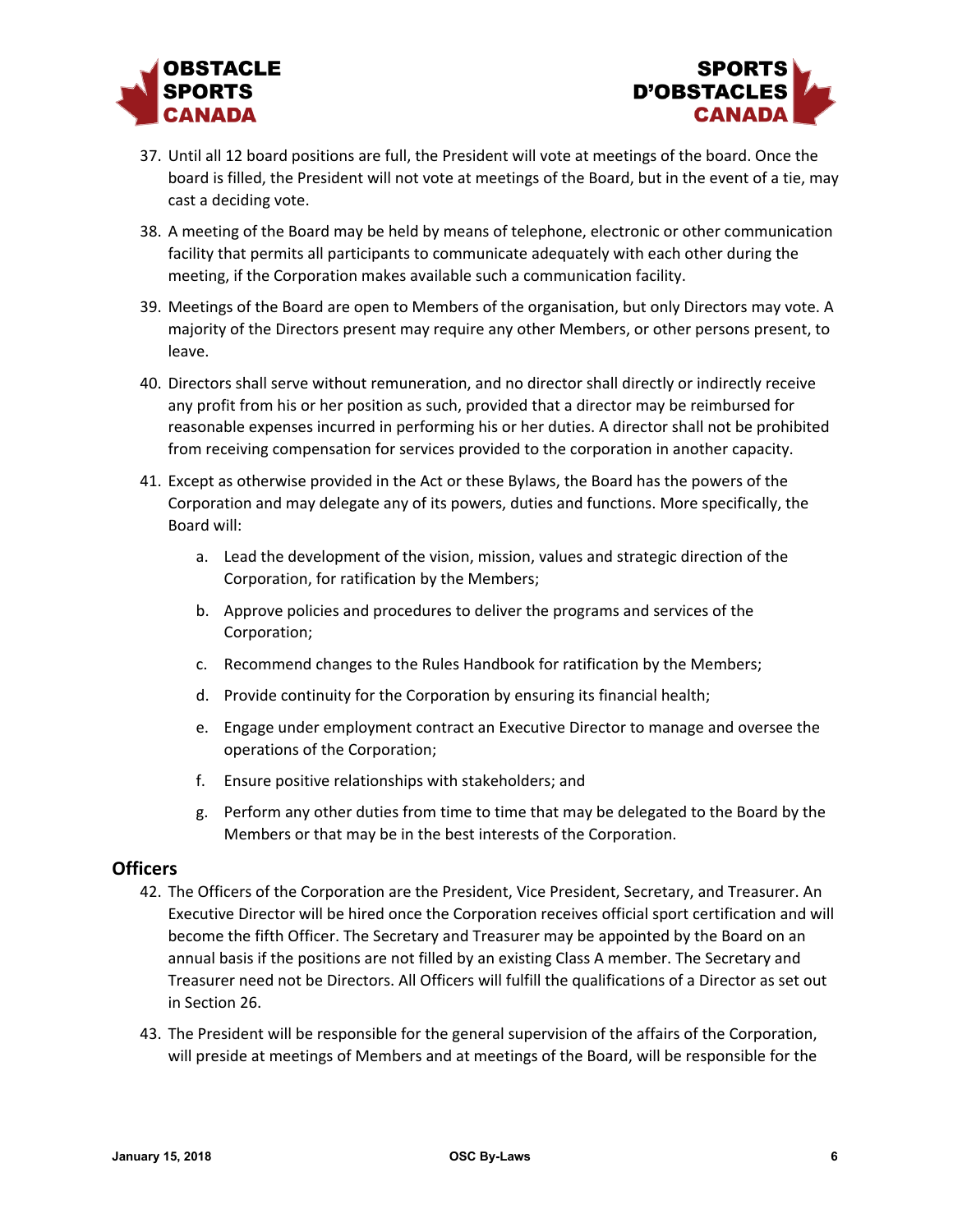37. Until all 12 board positions are full, the President will vote at meetings of the board. Once the board is filled, the President will not vote at meetings of the Board, but in the event of a tie, may cast a deciding vote.

38. A meeting of the Board may be held by means of telephone, electronic or other communication facility that permits all participants to communicate adequately with each other during the meeting, if the Corporation makes available such a communication facility.

39. Meetings of the Board are open to Members of the organisation, but only Directors may vote. A majority of the Directors present may require any other Members, or other persons present, to leave.

40. Directors shall serve without remuneration, and no director shall directly or indirectly receive any profit from his or her position as such, provided that a director may be reimbursed for reasonable expenses incurred in performing his or her duties. A director shall not be prohibited from receiving compensation for services provided to the corporation in another capacity.

41. Except as otherwise provided in the Act or these Bylaws, the Board has the powers of the Corporation and may delegate any of its powers, duties and functions. More specifically, the Board will:

    a. Lead the development of the vision, mission, values and strategic direction of the Corporation, for ratification by the Members;

    b. Approve policies and procedures to deliver the programs and services of the Corporation;

    c. Recommend changes to the Rules Handbook for ratification by the Members;

    d. Provide continuity for the Corporation by ensuring its financial health;

    e. Engage under employment contract an Executive Director to manage and oversee the operations of the Corporation;

    f. Ensure positive relationships with stakeholders; and

    g. Perform any other duties from time to time that may be delegated to the Board by the Members or that may be in the best interests of the Corporation.

## Officers

42. The Officers of the Corporation are the President, Vice President, Secretary, and Treasurer. An Executive Director will be hired once the Corporation receives official sport certification and will become the fifth Officer. The Secretary and Treasurer may be appointed by the Board on an annual basis if the positions are not filled by an existing Class A member. The Secretary and Treasurer need not be Directors. All Officers will fulfill the qualifications of a Director as set out in Section 26.

43. The President will be responsible for the general supervision of the affairs of the Corporation, will preside at meetings of Members and at meetings of the Board, will be responsible for the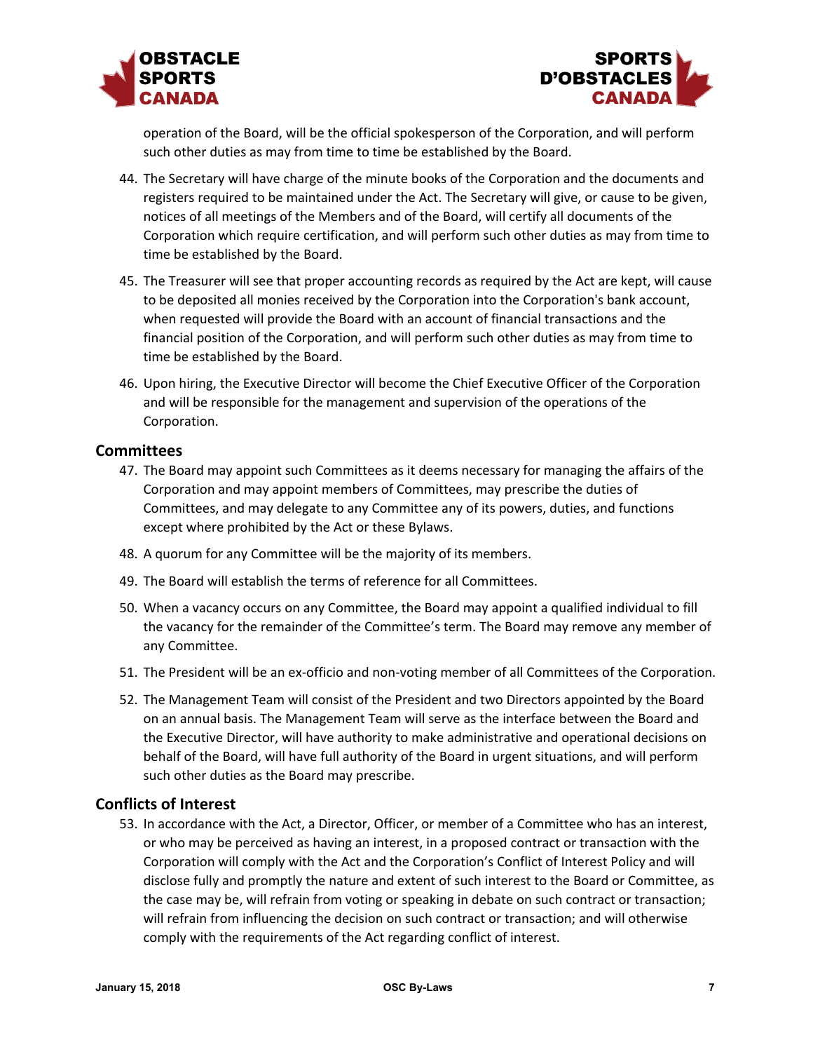operation of the Board, will be the official spokesperson of the Corporation, and will perform such other duties as may from time to time be established by the Board.

44. The Secretary will have charge of the minute books of the Corporation and the documents and registers required to be maintained under the Act. The Secretary will give, or cause to be given, notices of all meetings of the Members and of the Board, will certify all documents of the Corporation which require certification, and will perform such other duties as may from time to time be established by the Board.

45. The Treasurer will see that proper accounting records as required by the Act are kept, will cause to be deposited all monies received by the Corporation into the Corporation's bank account, when requested will provide the Board with an account of financial transactions and the financial position of the Corporation, and will perform such other duties as may from time to time be established by the Board.

46. Upon hiring, the Executive Director will become the Chief Executive Officer of the Corporation and will be responsible for the management and supervision of the operations of the Corporation.

## Committees

47. The Board may appoint such Committees as it deems necessary for managing the affairs of the Corporation and may appoint members of Committees, may prescribe the duties of Committees, and may delegate to any Committee any of its powers, duties, and functions except where prohibited by the Act or these Bylaws.

48. A quorum for any Committee will be the majority of its members.

49. The Board will establish the terms of reference for all Committees.

50. When a vacancy occurs on any Committee, the Board may appoint a qualified individual to fill the vacancy for the remainder of the Committee's term. The Board may remove any member of any Committee.

51. The President will be an ex-officio and non-voting member of all Committees of the Corporation.

52. The Management Team will consist of the President and two Directors appointed by the Board on an annual basis. The Management Team will serve as the interface between the Board and the Executive Director, will have authority to make administrative and operational decisions on behalf of the Board, will have full authority of the Board in urgent situations, and will perform such other duties as the Board may prescribe.

## Conflicts of Interest

53. In accordance with the Act, a Director, Officer, or member of a Committee who has an interest, or who may be perceived as having an interest, in a proposed contract or transaction with the Corporation will comply with the Act and the Corporation's Conflict of Interest Policy and will disclose fully and promptly the nature and extent of such interest to the Board or Committee, as the case may be, will refrain from voting or speaking in debate on such contract or transaction; will refrain from influencing the decision on such contract or transaction; and will otherwise comply with the requirements of the Act regarding conflict of interest.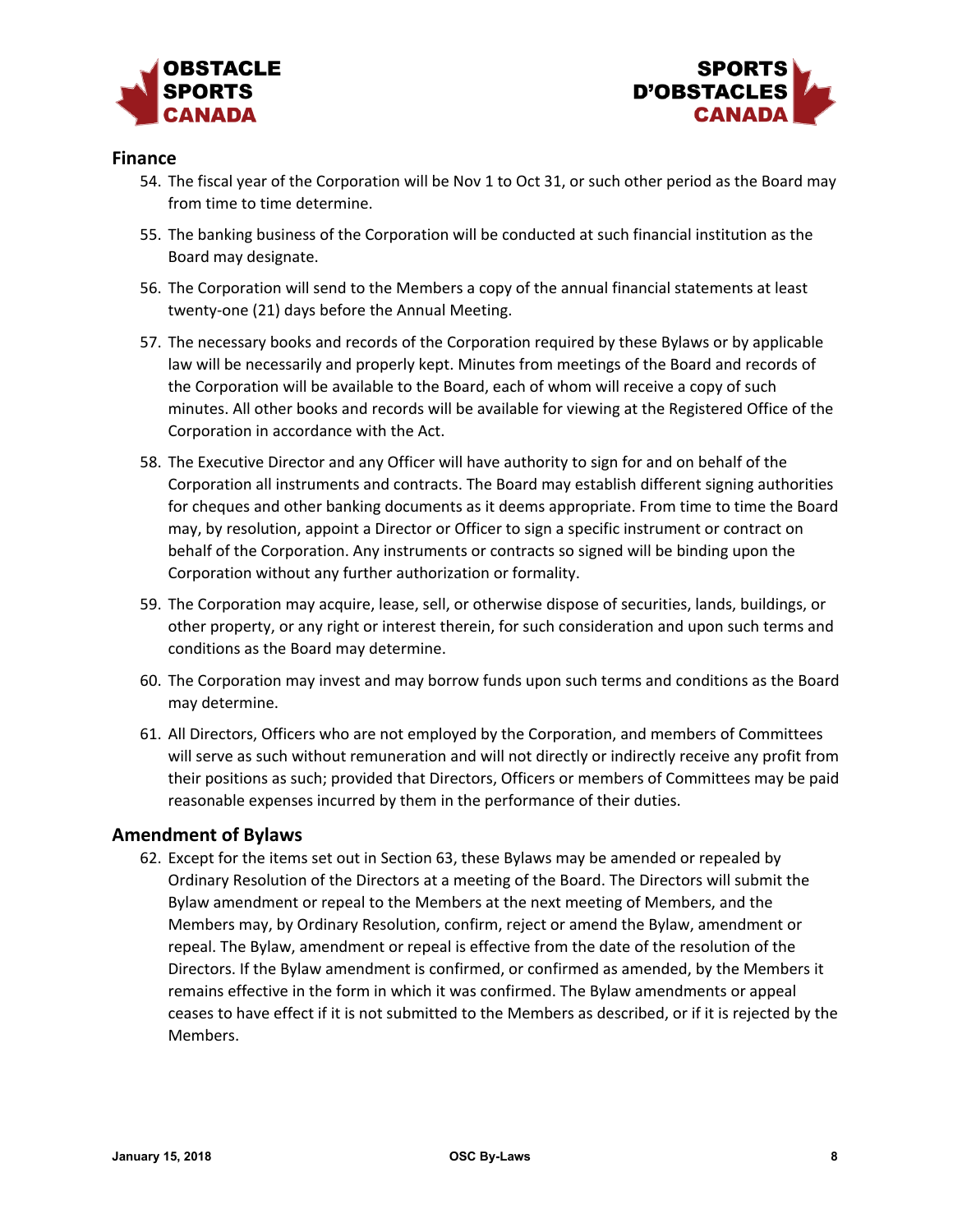## Finance

54. The fiscal year of the Corporation will be Nov 1 to Oct 31, or such other period as the Board may from time to time determine.

55. The banking business of the Corporation will be conducted at such financial institution as the Board may designate.

56. The Corporation will send to the Members a copy of the annual financial statements at least twenty-one (21) days before the Annual Meeting.

57. The necessary books and records of the Corporation required by these Bylaws or by applicable law will be necessarily and properly kept. Minutes from meetings of the Board and records of the Corporation will be available to the Board, each of whom will receive a copy of such minutes. All other books and records will be available for viewing at the Registered Office of the Corporation in accordance with the Act.

58. The Executive Director and any Officer will have authority to sign for and on behalf of the Corporation all instruments and contracts. The Board may establish different signing authorities for cheques and other banking documents as it deems appropriate. From time to time the Board may, by resolution, appoint a Director or Officer to sign a specific instrument or contract on behalf of the Corporation. Any instruments or contracts so signed will be binding upon the Corporation without any further authorization or formality.

59. The Corporation may acquire, lease, sell, or otherwise dispose of securities, lands, buildings, or other property, or any right or interest therein, for such consideration and upon such terms and conditions as the Board may determine.

60. The Corporation may invest and may borrow funds upon such terms and conditions as the Board may determine.

61. All Directors, Officers who are not employed by the Corporation, and members of Committees will serve as such without remuneration and will not directly or indirectly receive any profit from their positions as such; provided that Directors, Officers or members of Committees may be paid reasonable expenses incurred by them in the performance of their duties.

## Amendment of Bylaws

62. Except for the items set out in Section 63, these Bylaws may be amended or repealed by Ordinary Resolution of the Directors at a meeting of the Board. The Directors will submit the Bylaw amendment or repeal to the Members at the next meeting of Members, and the Members may, by Ordinary Resolution, confirm, reject or amend the Bylaw, amendment or repeal. The Bylaw, amendment or repeal is effective from the date of the resolution of the Directors. If the Bylaw amendment is confirmed, or confirmed as amended, by the Members it remains effective in the form in which it was confirmed. The Bylaw amendments or appeal ceases to have effect if it is not submitted to the Members as described, or if it is rejected by the Members.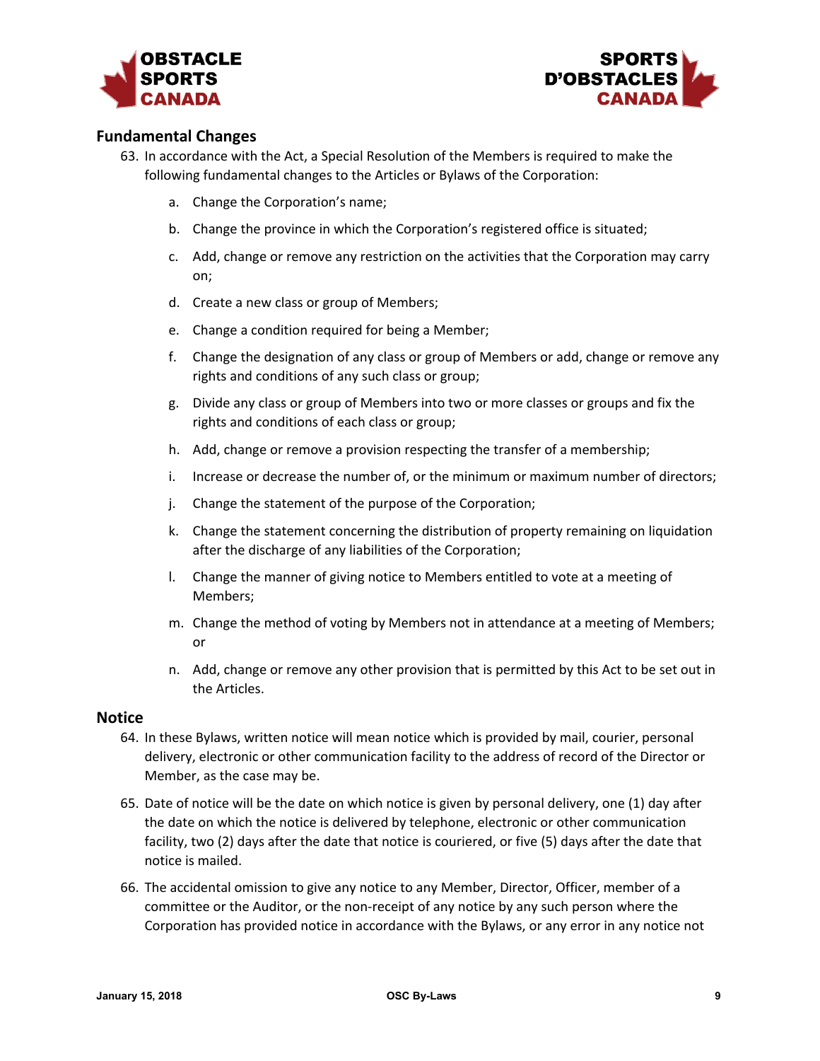## Fundamental Changes

63. In accordance with the Act, a Special Resolution of the Members is required to make the following fundamental changes to the Articles or Bylaws of the Corporation:

    a. Change the Corporation's name;

    b. Change the province in which the Corporation's registered office is situated;

    c. Add, change or remove any restriction on the activities that the Corporation may carry on;

    d. Create a new class or group of Members;

    e. Change a condition required for being a Member;

    f. Change the designation of any class or group of Members or add, change or remove any rights and conditions of any such class or group;

    g. Divide any class or group of Members into two or more classes or groups and fix the rights and conditions of each class or group;

    h. Add, change or remove a provision respecting the transfer of a membership;

    i. Increase or decrease the number of, or the minimum or maximum number of directors;

    j. Change the statement of the purpose of the Corporation;

    k. Change the statement concerning the distribution of property remaining on liquidation after the discharge of any liabilities of the Corporation;

    l. Change the manner of giving notice to Members entitled to vote at a meeting of Members;

    m. Change the method of voting by Members not in attendance at a meeting of Members; or

    n. Add, change or remove any other provision that is permitted by this Act to be set out in the Articles.

## Notice

64. In these Bylaws, written notice will mean notice which is provided by mail, courier, personal delivery, electronic or other communication facility to the address of record of the Director or Member, as the case may be.

65. Date of notice will be the date on which notice is given by personal delivery, one (1) day after the date on which the notice is delivered by telephone, electronic or other communication facility, two (2) days after the date that notice is couriered, or five (5) days after the date that notice is mailed.

66. The accidental omission to give any notice to any Member, Director, Officer, member of a committee or the Auditor, or the non-receipt of any notice by any such person where the Corporation has provided notice in accordance with the Bylaws, or any error in any notice not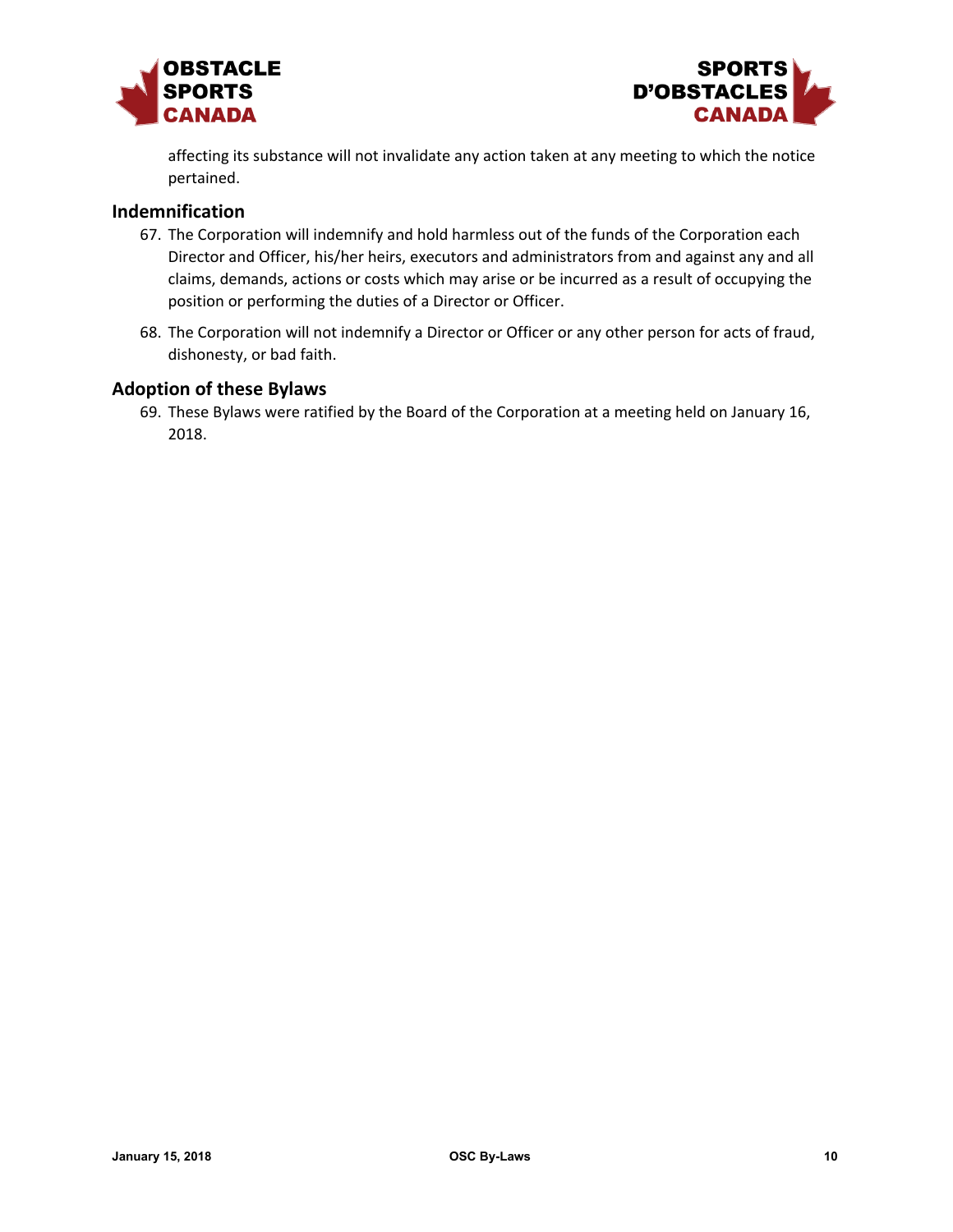affecting its substance will not invalidate any action taken at any meeting to which the notice pertained.

## Indemnification

67. The Corporation will indemnify and hold harmless out of the funds of the Corporation each Director and Officer, his/her heirs, executors and administrators from and against any and all claims, demands, actions or costs which may arise or be incurred as a result of occupying the position or performing the duties of a Director or Officer.

68. The Corporation will not indemnify a Director or Officer or any other person for acts of fraud, dishonesty, or bad faith.

## Adoption of these Bylaws

69. These Bylaws were ratified by the Board of the Corporation at a meeting held on January 16, 2018.